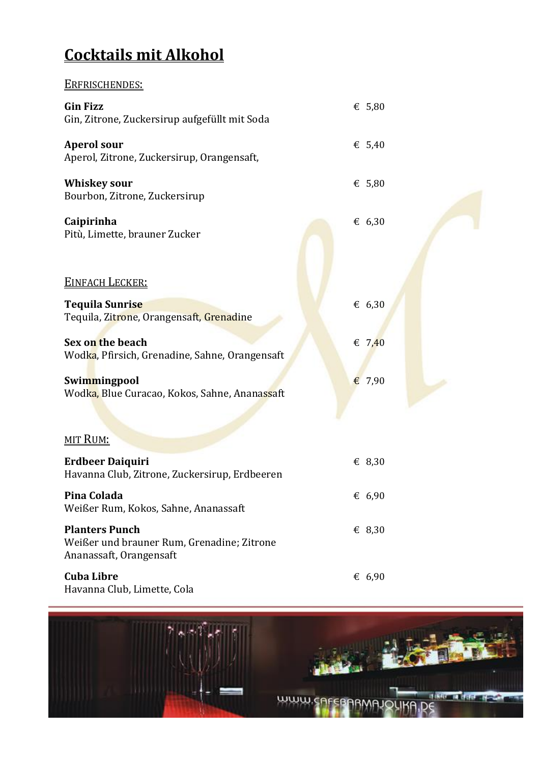# Cocktails mit Alkohol

## Erfrischendes:

**Gin Fizz** € 5,80
Gin, Zitrone, Zuckersirup aufgefüllt mit Soda

**Aperol sour** € 5,40
Aperol, Zitrone, Zuckersirup, Orangensaft,

**Whiskey sour** € 5,80
Bourbon, Zitrone, Zuckersirup

**Caipirinha** € 6,30
Pitù, Limette, brauner Zucker

## Einfach Lecker:

**Tequila Sunrise** € 6,30
Tequila, Zitrone, Orangensaft, Grenadine

**Sex on the beach** € 7,40
Wodka, Pfirsich, Grenadine, Sahne, Orangensaft

**Swimmingpool** € 7,90
Wodka, Blue Curacao, Kokos, Sahne, Ananassaft

## mit Rum:

**Erdbeer Daiquiri** € 8,30
Havanna Club, Zitrone, Zuckersirup, Erdbeeren

**Pina Colada** € 6,90
Weißer Rum, Kokos, Sahne, Ananassaft

**Planters Punch** € 8,30
Weißer und brauner Rum, Grenadine; Zitrone
Ananassaft, Orangensaft

**Cuba Libre** € 6,90
Havanna Club, Limette, Cola

www.cafebarmajolika.de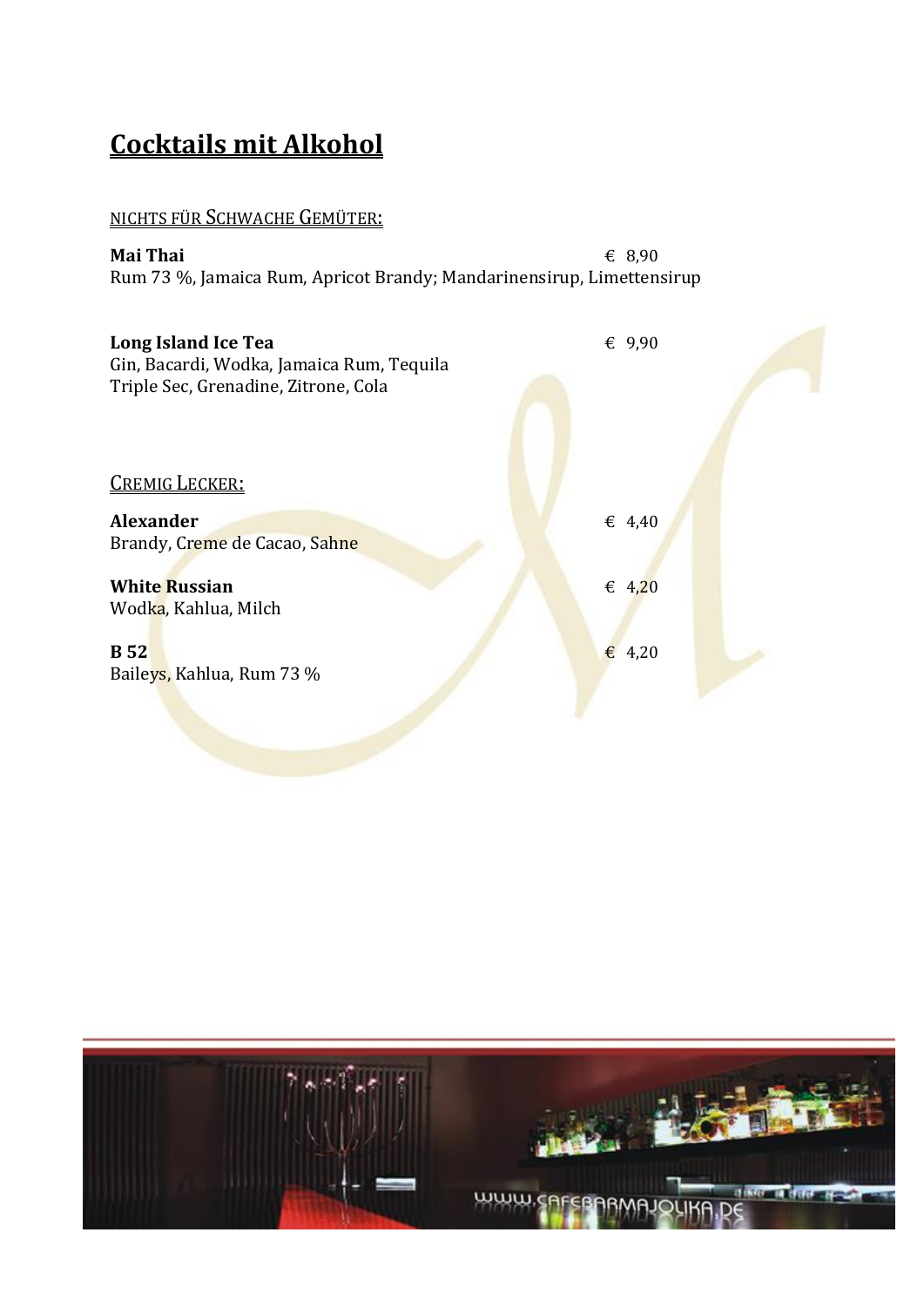# Cocktails mit Alkohol

NICHTS FÜR SCHWACHE GEMÜTER:

**Mai Thai** € 8,90
Rum 73 %, Jamaica Rum, Apricot Brandy; Mandarinensirup, Limettensirup

**Long Island Ice Tea** € 9,90
Gin, Bacardi, Wodka, Jamaica Rum, Tequila
Triple Sec, Grenadine, Zitrone, Cola

CREMIG LECKER:

**Alexander** € 4,40
Brandy, Creme de Cacao, Sahne

**White Russian** € 4,20
Wodka, Kahlua, Milch

**B 52** € 4,20
Baileys, Kahlua, Rum 73 %

WWW.CAFEBARMAJOLIKA.DE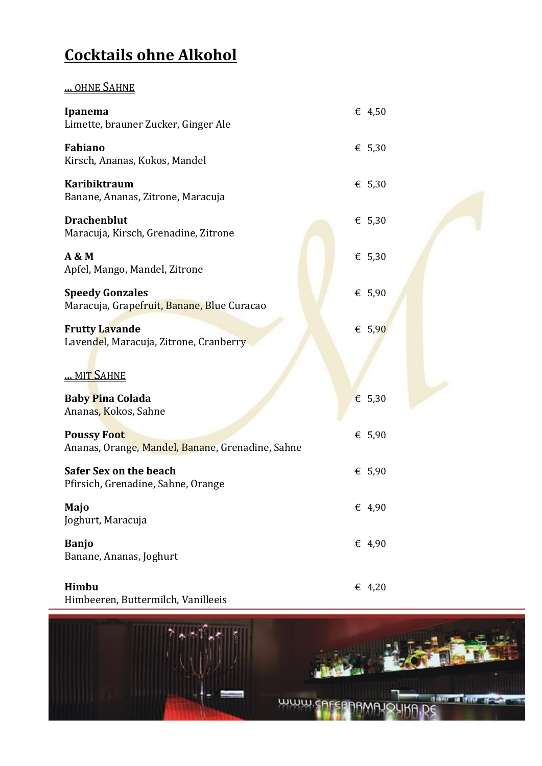# Cocktails ohne Alkohol

## ... ohne Sahne

**Ipanema** € 4,50
Limette, brauner Zucker, Ginger Ale

**Fabiano** € 5,30
Kirsch, Ananas, Kokos, Mandel

**Karibiktraum** € 5,30
Banane, Ananas, Zitrone, Maracuja

**Drachenblut** € 5,30
Maracuja, Kirsch, Grenadine, Zitrone

**A & M** € 5,30
Apfel, Mango, Mandel, Zitrone

**Speedy Gonzales** € 5,90
Maracuja, Grapefruit, Banane, Blue Curacao

**Frutty Lavande** € 5,90
Lavendel, Maracuja, Zitrone, Cranberry

## ... mit Sahne

**Baby Pina Colada** € 5,30
Ananas, Kokos, Sahne

**Poussy Foot** € 5,90
Ananas, Orange, Mandel, Banane, Grenadine, Sahne

**Safer Sex on the beach** € 5,90
Pfirsich, Grenadine, Sahne, Orange

**Majo** € 4,90
Joghurt, Maracuja

**Banjo** € 4,90
Banane, Ananas, Joghurt

**Himbu** € 4,20
Himbeeren, Buttermilch, Vanilleeis

WWW.CAFEBARMAJOLIKA.DE